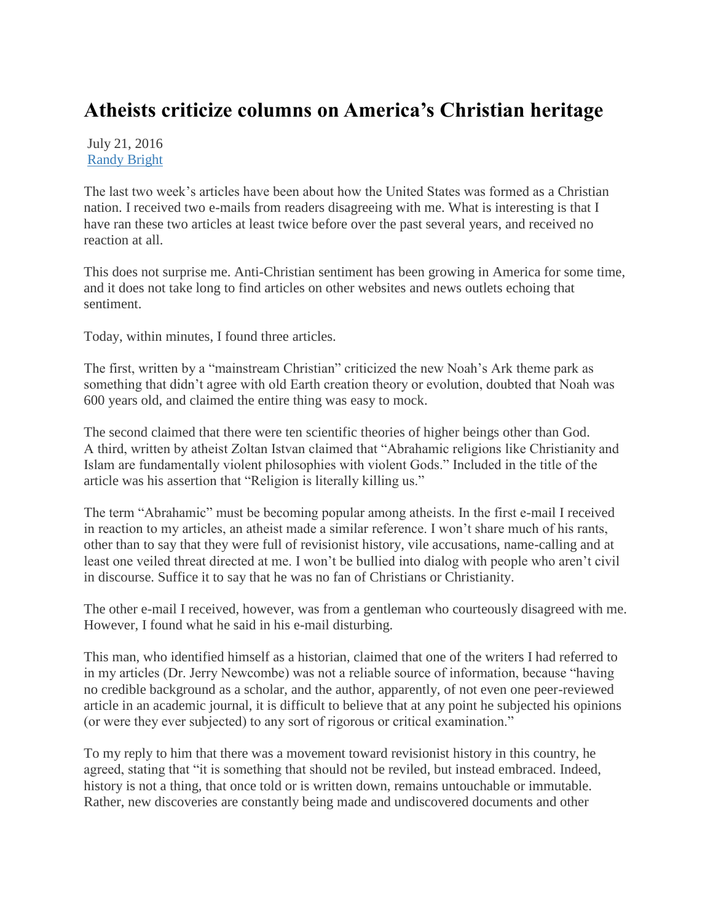# Atheists criticize columns on America's Christian heritage

July 21, 2016
[Randy Bright]

The last two week's articles have been about how the United States was formed as a Christian nation. I received two e-mails from readers disagreeing with me. What is interesting is that I have ran these two articles at least twice before over the past several years, and received no reaction at all.

This does not surprise me. Anti-Christian sentiment has been growing in America for some time, and it does not take long to find articles on other websites and news outlets echoing that sentiment.

Today, within minutes, I found three articles.

The first, written by a "mainstream Christian" criticized the new Noah's Ark theme park as something that didn't agree with old Earth creation theory or evolution, doubted that Noah was 600 years old, and claimed the entire thing was easy to mock.

The second claimed that there were ten scientific theories of higher beings other than God.
A third, written by atheist Zoltan Istvan claimed that "Abrahamic religions like Christianity and Islam are fundamentally violent philosophies with violent Gods." Included in the title of the article was his assertion that "Religion is literally killing us."

The term "Abrahamic" must be becoming popular among atheists. In the first e-mail I received in reaction to my articles, an atheist made a similar reference. I won't share much of his rants, other than to say that they were full of revisionist history, vile accusations, name-calling and at least one veiled threat directed at me. I won't be bullied into dialog with people who aren't civil in discourse. Suffice it to say that he was no fan of Christians or Christianity.

The other e-mail I received, however, was from a gentleman who courteously disagreed with me. However, I found what he said in his e-mail disturbing.

This man, who identified himself as a historian, claimed that one of the writers I had referred to in my articles (Dr. Jerry Newcombe) was not a reliable source of information, because "having no credible background as a scholar, and the author, apparently, of not even one peer-reviewed article in an academic journal, it is difficult to believe that at any point he subjected his opinions (or were they ever subjected) to any sort of rigorous or critical examination."

To my reply to him that there was a movement toward revisionist history in this country, he agreed, stating that "it is something that should not be reviled, but instead embraced. Indeed, history is not a thing, that once told or is written down, remains untouchable or immutable. Rather, new discoveries are constantly being made and undiscovered documents and other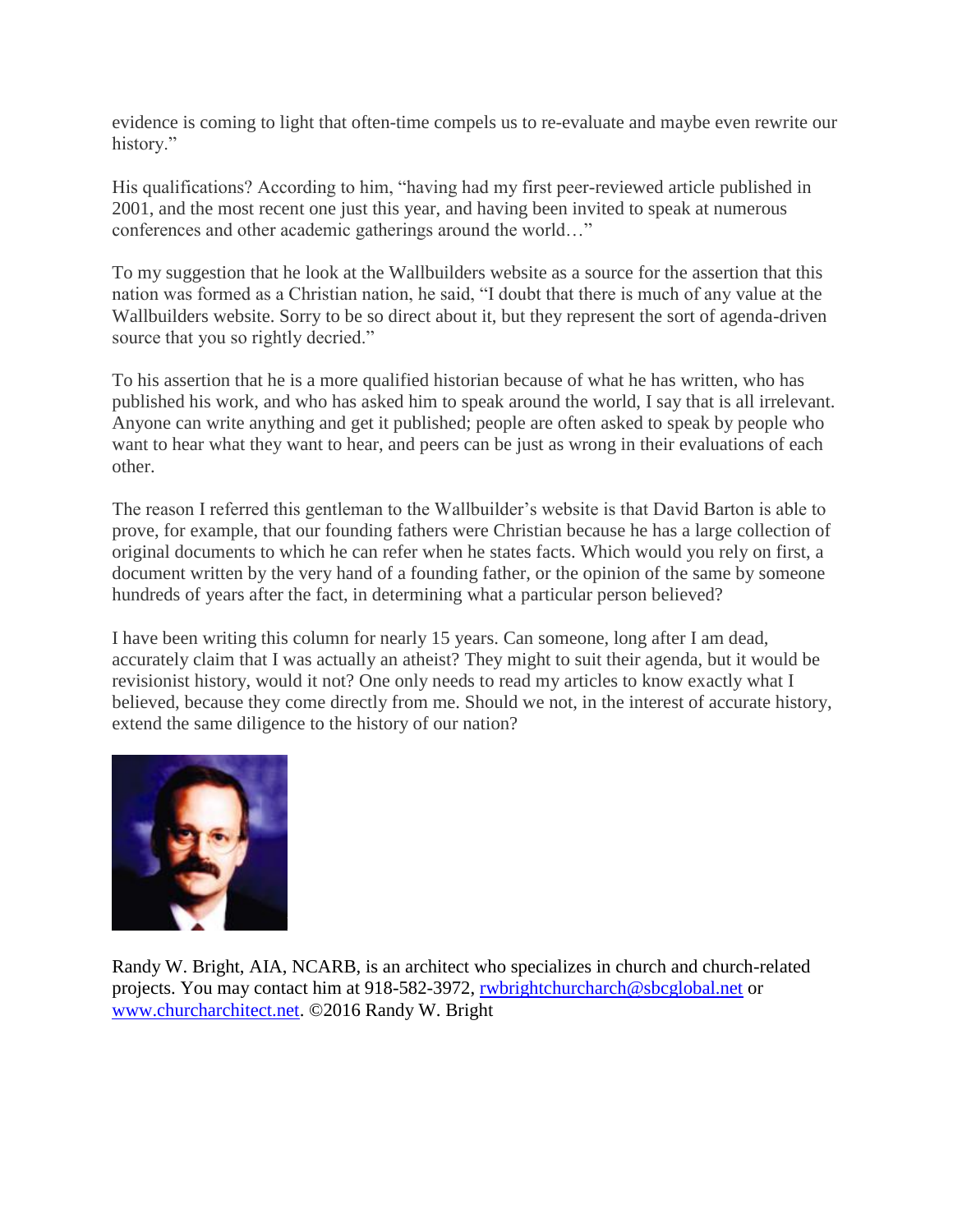evidence is coming to light that often-time compels us to re-evaluate and maybe even rewrite our history."

His qualifications? According to him, "having had my first peer-reviewed article published in 2001, and the most recent one just this year, and having been invited to speak at numerous conferences and other academic gatherings around the world…"

To my suggestion that he look at the Wallbuilders website as a source for the assertion that this nation was formed as a Christian nation, he said, "I doubt that there is much of any value at the Wallbuilders website. Sorry to be so direct about it, but they represent the sort of agenda-driven source that you so rightly decried."

To his assertion that he is a more qualified historian because of what he has written, who has published his work, and who has asked him to speak around the world, I say that is all irrelevant. Anyone can write anything and get it published; people are often asked to speak by people who want to hear what they want to hear, and peers can be just as wrong in their evaluations of each other.

The reason I referred this gentleman to the Wallbuilder's website is that David Barton is able to prove, for example, that our founding fathers were Christian because he has a large collection of original documents to which he can refer when he states facts. Which would you rely on first, a document written by the very hand of a founding father, or the opinion of the same by someone hundreds of years after the fact, in determining what a particular person believed?

I have been writing this column for nearly 15 years. Can someone, long after I am dead, accurately claim that I was actually an atheist? They might to suit their agenda, but it would be revisionist history, would it not? One only needs to read my articles to know exactly what I believed, because they come directly from me. Should we not, in the interest of accurate history, extend the same diligence to the history of our nation?

Randy W. Bright, AIA, NCARB, is an architect who specializes in church and church-related projects. You may contact him at 918-582-3972, rwbrightchurcharch@sbcglobal.net or www.churcharchitect.net. ©2016 Randy W. Bright